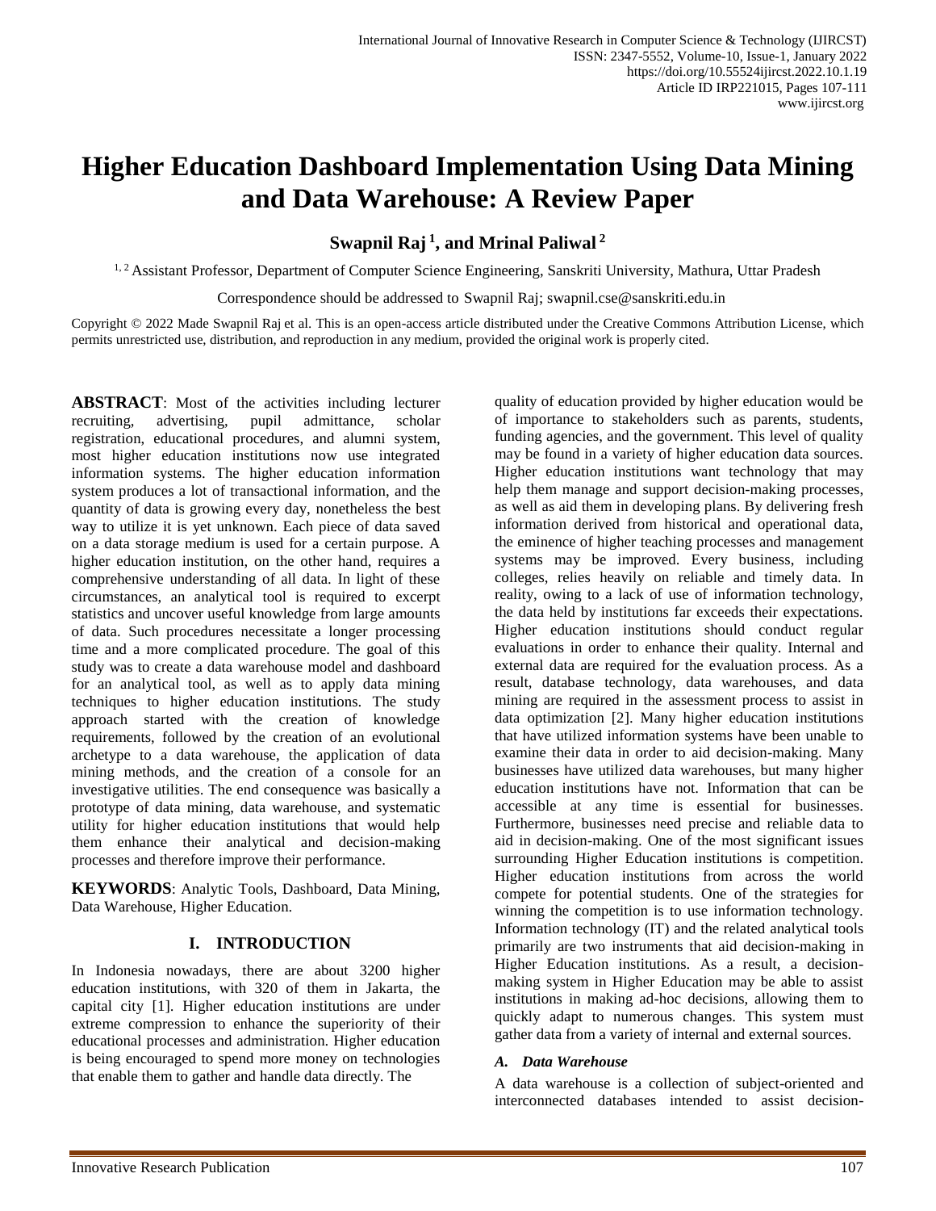# Higher Education Dashboard Implementation Using Data Mining and Data Warehouse: A Review Paper

**Swapnil Raj [1], and Mrinal Paliwal [2]**

[1, 2] Assistant Professor, Department of Computer Science Engineering, Sanskriti University, Mathura, Uttar Pradesh

Correspondence should be addressed to Swapnil Raj; swapnil.cse@sanskriti.edu.in

Copyright © 2022 Made Swapnil Raj et al. This is an open-access article distributed under the Creative Commons Attribution License, which permits unrestricted use, distribution, and reproduction in any medium, provided the original work is properly cited.

**ABSTRACT**: Most of the activities including lecturer recruiting, advertising, pupil admittance, scholar registration, educational procedures, and alumni system, most higher education institutions now use integrated information systems. The higher education information system produces a lot of transactional information, and the quantity of data is growing every day, nonetheless the best way to utilize it is yet unknown. Each piece of data saved on a data storage medium is used for a certain purpose. A higher education institution, on the other hand, requires a comprehensive understanding of all data. In light of these circumstances, an analytical tool is required to excerpt statistics and uncover useful knowledge from large amounts of data. Such procedures necessitate a longer processing time and a more complicated procedure. The goal of this study was to create a data warehouse model and dashboard for an analytical tool, as well as to apply data mining techniques to higher education institutions. The study approach started with the creation of knowledge requirements, followed by the creation of an evolutional archetype to a data warehouse, the application of data mining methods, and the creation of a console for an investigative utilities. The end consequence was basically a prototype of data mining, data warehouse, and systematic utility for higher education institutions that would help them enhance their analytical and decision-making processes and therefore improve their performance.

**KEYWORDS**: Analytic Tools, Dashboard, Data Mining, Data Warehouse, Higher Education.

## I. INTRODUCTION

In Indonesia nowadays, there are about 3200 higher education institutions, with 320 of them in Jakarta, the capital city [1]. Higher education institutions are under extreme compression to enhance the superiority of their educational processes and administration. Higher education is being encouraged to spend more money on technologies that enable them to gather and handle data directly. The quality of education provided by higher education would be of importance to stakeholders such as parents, students, funding agencies, and the government. This level of quality may be found in a variety of higher education data sources. Higher education institutions want technology that may help them manage and support decision-making processes, as well as aid them in developing plans. By delivering fresh information derived from historical and operational data, the eminence of higher teaching processes and management systems may be improved. Every business, including colleges, relies heavily on reliable and timely data. In reality, owing to a lack of use of information technology, the data held by institutions far exceeds their expectations. Higher education institutions should conduct regular evaluations in order to enhance their quality. Internal and external data are required for the evaluation process. As a result, database technology, data warehouses, and data mining are required in the assessment process to assist in data optimization [2]. Many higher education institutions that have utilized information systems have been unable to examine their data in order to aid decision-making. Many businesses have utilized data warehouses, but many higher education institutions have not. Information that can be accessible at any time is essential for businesses. Furthermore, businesses need precise and reliable data to aid in decision-making. One of the most significant issues surrounding Higher Education institutions is competition. Higher education institutions from across the world compete for potential students. One of the strategies for winning the competition is to use information technology. Information technology (IT) and the related analytical tools primarily are two instruments that aid decision-making in Higher Education institutions. As a result, a decision-making system in Higher Education may be able to assist institutions in making ad-hoc decisions, allowing them to quickly adapt to numerous changes. This system must gather data from a variety of internal and external sources.

### *A. Data Warehouse*

A data warehouse is a collection of subject-oriented and interconnected databases intended to assist decision-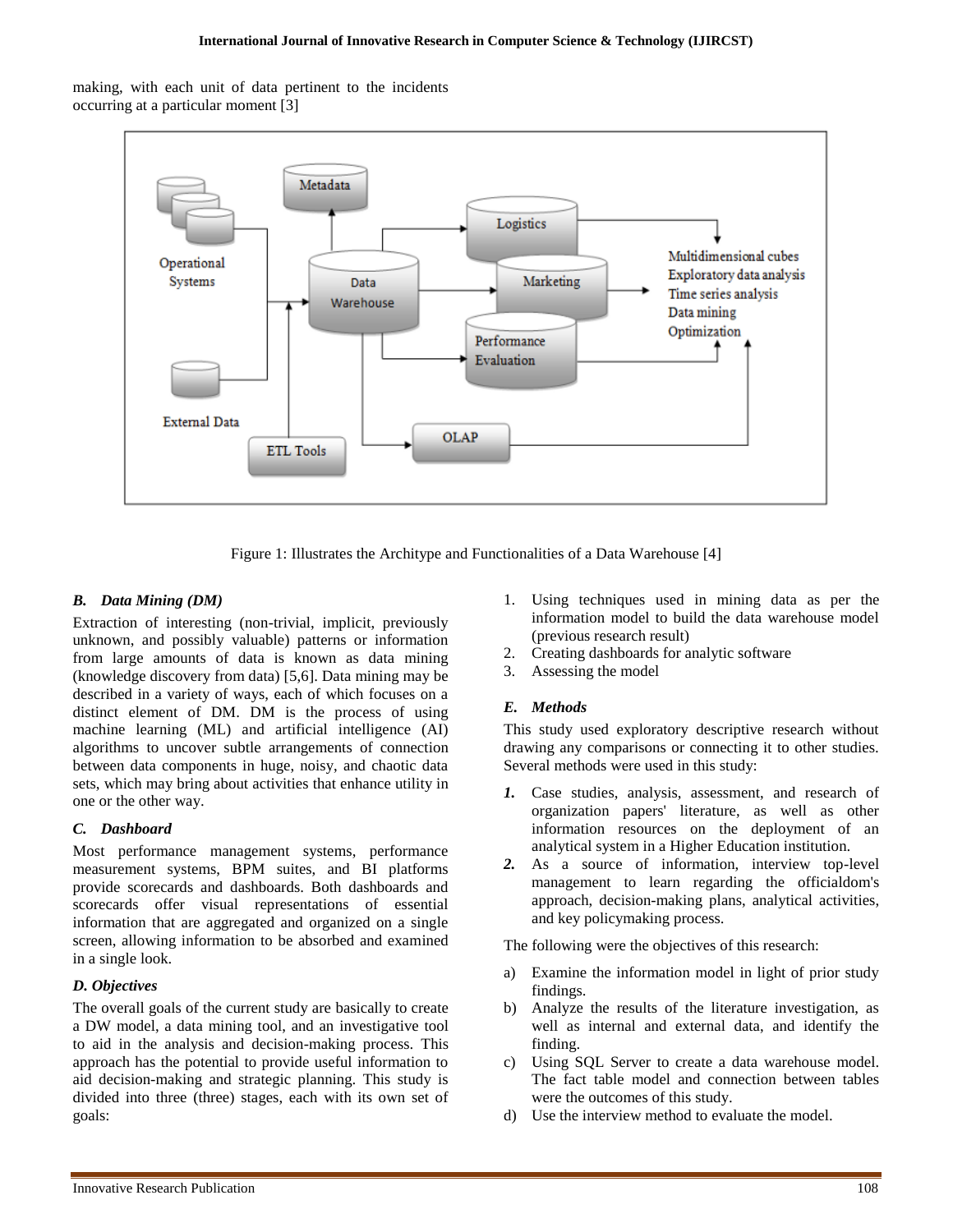making, with each unit of data pertinent to the incidents occurring at a particular moment [3]

Figure 1: Illustrates the Architype and Functionalities of a Data Warehouse [4]

### *B. Data Mining (DM)*

Extraction of interesting (non-trivial, implicit, previously unknown, and possibly valuable) patterns or information from large amounts of data is known as data mining (knowledge discovery from data) [5,6]. Data mining may be described in a variety of ways, each of which focuses on a distinct element of DM. DM is the process of using machine learning (ML) and artificial intelligence (AI) algorithms to uncover subtle arrangements of connection between data components in huge, noisy, and chaotic data sets, which may bring about activities that enhance utility in one or the other way.

### *C. Dashboard*

Most performance management systems, performance measurement systems, BPM suites, and BI platforms provide scorecards and dashboards. Both dashboards and scorecards offer visual representations of essential information that are aggregated and organized on a single screen, allowing information to be absorbed and examined in a single look.

### *D. Objectives*

The overall goals of the current study are basically to create a DW model, a data mining tool, and an investigative tool to aid in the analysis and decision-making process. This approach has the potential to provide useful information to aid decision-making and strategic planning. This study is divided into three (three) stages, each with its own set of goals:

1. Using techniques used in mining data as per the information model to build the data warehouse model (previous research result)
2. Creating dashboards for analytic software
3. Assessing the model

### *E. Methods*

This study used exploratory descriptive research without drawing any comparisons or connecting it to other studies. Several methods were used in this study:

1. Case studies, analysis, assessment, and research of organization papers' literature, as well as other information resources on the deployment of an analytical system in a Higher Education institution.
2. As a source of information, interview top-level management to learn regarding the officialdom's approach, decision-making plans, analytical activities, and key policymaking process.

The following were the objectives of this research:

a) Examine the information model in light of prior study findings.
b) Analyze the results of the literature investigation, as well as internal and external data, and identify the finding.
c) Using SQL Server to create a data warehouse model. The fact table model and connection between tables were the outcomes of this study.
d) Use the interview method to evaluate the model.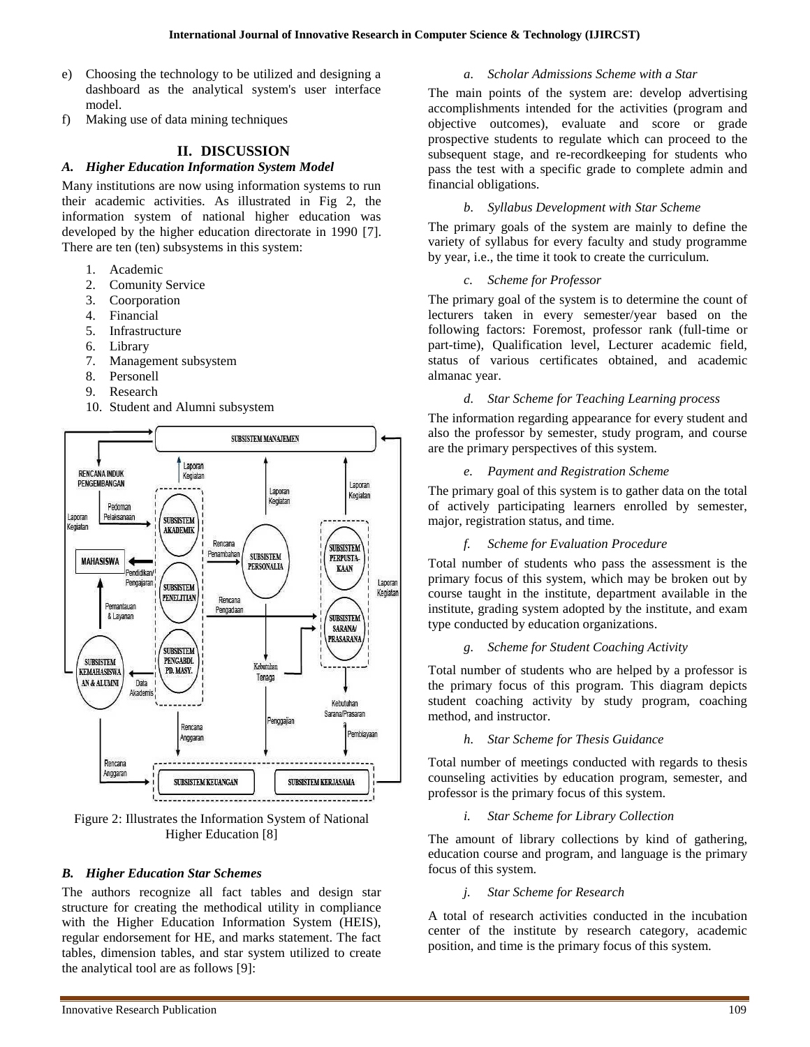e) Choosing the technology to be utilized and designing a dashboard as the analytical system's user interface model.
f) Making use of data mining techniques

## II. DISCUSSION

### *A. Higher Education Information System Model*

Many institutions are now using information systems to run their academic activities. As illustrated in Fig 2, the information system of national higher education was developed by the higher education directorate in 1990 [7]. There are ten (ten) subsystems in this system:

1. Academic
2. Comunity Service
3. Coorporation
4. Financial
5. Infrastructure
6. Library
7. Management subsystem
8. Personell
9. Research
10. Student and Alumni subsystem

Figure 2: Illustrates the Information System of National Higher Education [8]

### *B. Higher Education Star Schemes*

The authors recognize all fact tables and design star structure for creating the methodical utility in compliance with the Higher Education Information System (HEIS), regular endorsement for HE, and marks statement. The fact tables, dimension tables, and star system utilized to create the analytical tool are as follows [9]:

#### *a. Scholar Admissions Scheme with a Star*

The main points of the system are: develop advertising accomplishments intended for the activities (program and objective outcomes), evaluate and score or grade prospective students to regulate which can proceed to the subsequent stage, and re-recordkeeping for students who pass the test with a specific grade to complete admin and financial obligations.

#### *b. Syllabus Development with Star Scheme*

The primary goals of the system are mainly to define the variety of syllabus for every faculty and study programme by year, i.e., the time it took to create the curriculum.

#### *c. Scheme for Professor*

The primary goal of the system is to determine the count of lecturers taken in every semester/year based on the following factors: Foremost, professor rank (full-time or part-time), Qualification level, Lecturer academic field, status of various certificates obtained, and academic almanac year.

#### *d. Star Scheme for Teaching Learning process*

The information regarding appearance for every student and also the professor by semester, study program, and course are the primary perspectives of this system.

#### *e. Payment and Registration Scheme*

The primary goal of this system is to gather data on the total of actively participating learners enrolled by semester, major, registration status, and time.

#### *f. Scheme for Evaluation Procedure*

Total number of students who pass the assessment is the primary focus of this system, which may be broken out by course taught in the institute, department available in the institute, grading system adopted by the institute, and exam type conducted by education organizations.

#### *g. Scheme for Student Coaching Activity*

Total number of students who are helped by a professor is the primary focus of this program. This diagram depicts student coaching activity by study program, coaching method, and instructor.

#### *h. Star Scheme for Thesis Guidance*

Total number of meetings conducted with regards to thesis counseling activities by education program, semester, and professor is the primary focus of this system.

#### *i. Star Scheme for Library Collection*

The amount of library collections by kind of gathering, education course and program, and language is the primary focus of this system.

#### *j. Star Scheme for Research*

A total of research activities conducted in the incubation center of the institute by research category, academic position, and time is the primary focus of this system.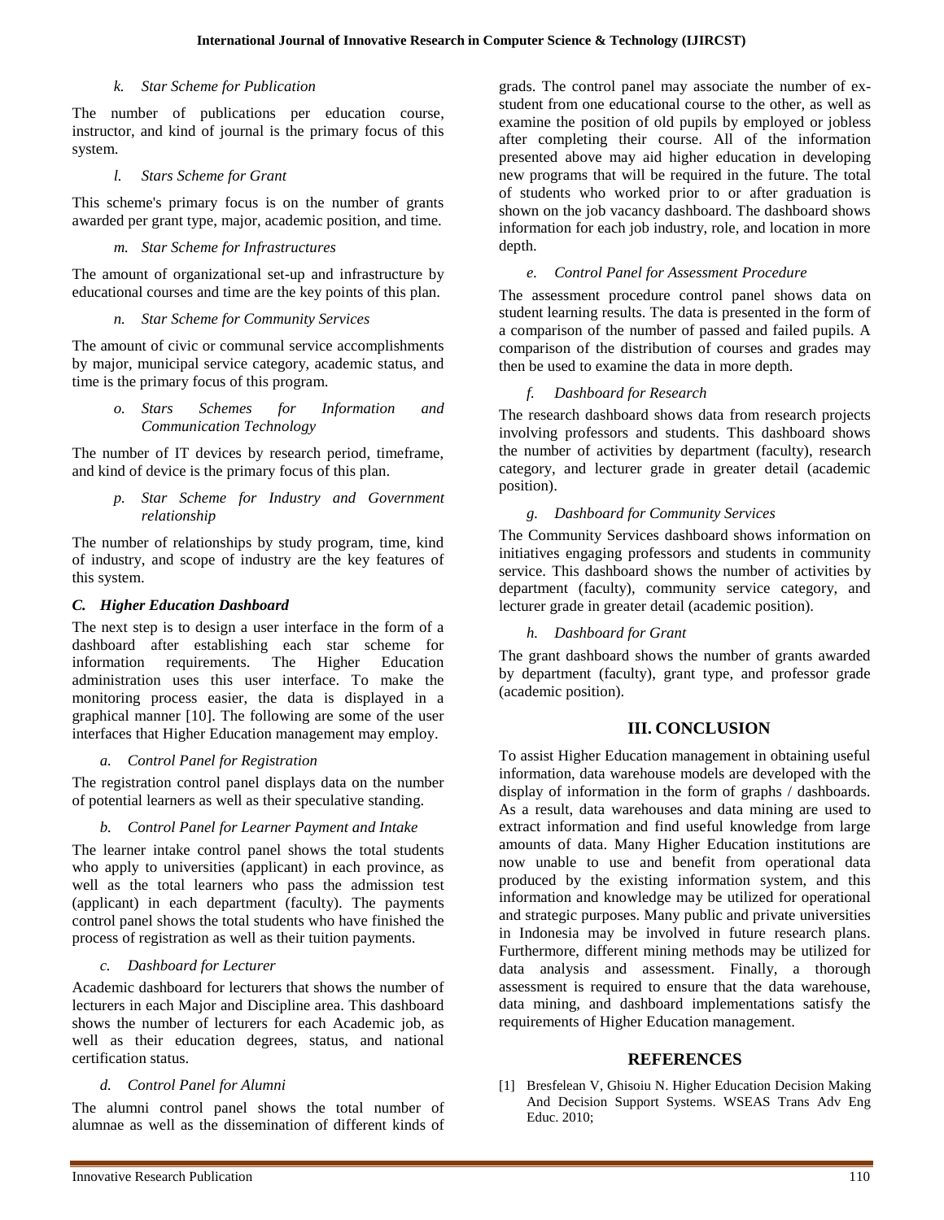*k. Star Scheme for Publication*

The number of publications per education course, instructor, and kind of journal is the primary focus of this system.

*l. Stars Scheme for Grant*

This scheme's primary focus is on the number of grants awarded per grant type, major, academic position, and time.

*m. Star Scheme for Infrastructures*

The amount of organizational set-up and infrastructure by educational courses and time are the key points of this plan.

*n. Star Scheme for Community Services*

The amount of civic or communal service accomplishments by major, municipal service category, academic status, and time is the primary focus of this program.

*o. Stars Schemes for Information and Communication Technology*

The number of IT devices by research period, timeframe, and kind of device is the primary focus of this plan.

*p. Star Scheme for Industry and Government relationship*

The number of relationships by study program, time, kind of industry, and scope of industry are the key features of this system.

### *C. Higher Education Dashboard*

The next step is to design a user interface in the form of a dashboard after establishing each star scheme for information requirements. The Higher Education administration uses this user interface. To make the monitoring process easier, the data is displayed in a graphical manner [10]. The following are some of the user interfaces that Higher Education management may employ.

*a. Control Panel for Registration*

The registration control panel displays data on the number of potential learners as well as their speculative standing.

*b. Control Panel for Learner Payment and Intake*

The learner intake control panel shows the total students who apply to universities (applicant) in each province, as well as the total learners who pass the admission test (applicant) in each department (faculty). The payments control panel shows the total students who have finished the process of registration as well as their tuition payments.

*c. Dashboard for Lecturer*

Academic dashboard for lecturers that shows the number of lecturers in each Major and Discipline area. This dashboard shows the number of lecturers for each Academic job, as well as their education degrees, status, and national certification status.

*d. Control Panel for Alumni*

The alumni control panel shows the total number of alumnae as well as the dissemination of different kinds of grads. The control panel may associate the number of ex-student from one educational course to the other, as well as examine the position of old pupils by employed or jobless after completing their course. All of the information presented above may aid higher education in developing new programs that will be required in the future. The total of students who worked prior to or after graduation is shown on the job vacancy dashboard. The dashboard shows information for each job industry, role, and location in more depth.

*e. Control Panel for Assessment Procedure*

The assessment procedure control panel shows data on student learning results. The data is presented in the form of a comparison of the number of passed and failed pupils. A comparison of the distribution of courses and grades may then be used to examine the data in more depth.

*f. Dashboard for Research*

The research dashboard shows data from research projects involving professors and students. This dashboard shows the number of activities by department (faculty), research category, and lecturer grade in greater detail (academic position).

*g. Dashboard for Community Services*

The Community Services dashboard shows information on initiatives engaging professors and students in community service. This dashboard shows the number of activities by department (faculty), community service category, and lecturer grade in greater detail (academic position).

*h. Dashboard for Grant*

The grant dashboard shows the number of grants awarded by department (faculty), grant type, and professor grade (academic position).

## III. CONCLUSION

To assist Higher Education management in obtaining useful information, data warehouse models are developed with the display of information in the form of graphs / dashboards. As a result, data warehouses and data mining are used to extract information and find useful knowledge from large amounts of data. Many Higher Education institutions are now unable to use and benefit from operational data produced by the existing information system, and this information and knowledge may be utilized for operational and strategic purposes. Many public and private universities in Indonesia may be involved in future research plans. Furthermore, different mining methods may be utilized for data analysis and assessment. Finally, a thorough assessment is required to ensure that the data warehouse, data mining, and dashboard implementations satisfy the requirements of Higher Education management.

## REFERENCES

[1] Bresfelean V, Ghisoiu N. Higher Education Decision Making And Decision Support Systems. WSEAS Trans Adv Eng Educ. 2010;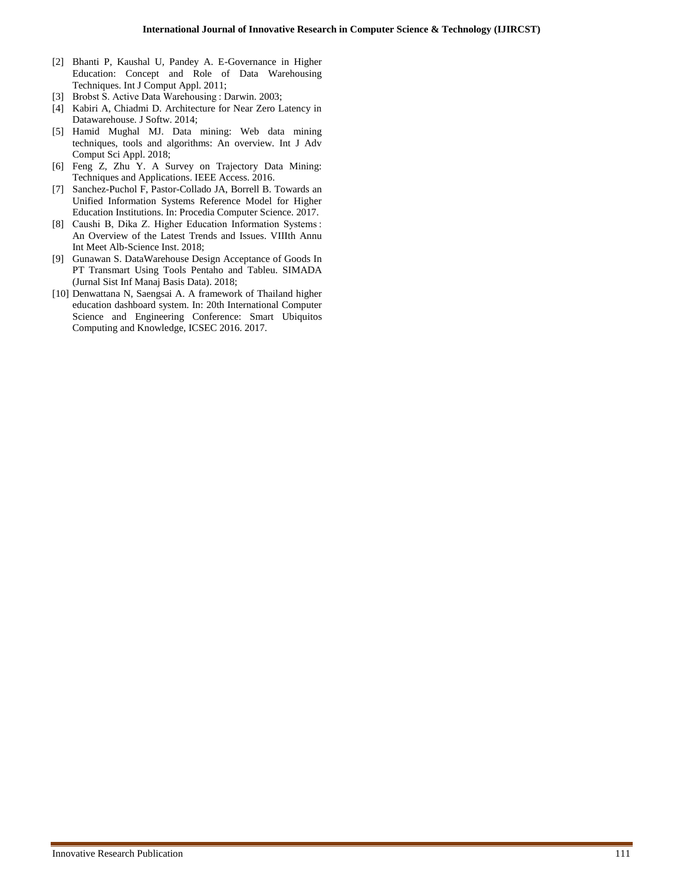[2] Bhanti P, Kaushal U, Pandey A. E-Governance in Higher Education: Concept and Role of Data Warehousing Techniques. Int J Comput Appl. 2011;

[3] Brobst S. Active Data Warehousing : Darwin. 2003;

[4] Kabiri A, Chiadmi D. Architecture for Near Zero Latency in Datawarehouse. J Softw. 2014;

[5] Hamid Mughal MJ. Data mining: Web data mining techniques, tools and algorithms: An overview. Int J Adv Comput Sci Appl. 2018;

[6] Feng Z, Zhu Y. A Survey on Trajectory Data Mining: Techniques and Applications. IEEE Access. 2016.

[7] Sanchez-Puchol F, Pastor-Collado JA, Borrell B. Towards an Unified Information Systems Reference Model for Higher Education Institutions. In: Procedia Computer Science. 2017.

[8] Caushi B, Dika Z. Higher Education Information Systems : An Overview of the Latest Trends and Issues. VIIIth Annu Int Meet Alb-Science Inst. 2018;

[9] Gunawan S. DataWarehouse Design Acceptance of Goods In PT Transmart Using Tools Pentaho and Tableu. SIMADA (Jurnal Sist Inf Manaj Basis Data). 2018;

[10] Denwattana N, Saengsai A. A framework of Thailand higher education dashboard system. In: 20th International Computer Science and Engineering Conference: Smart Ubiquitos Computing and Knowledge, ICSEC 2016. 2017.